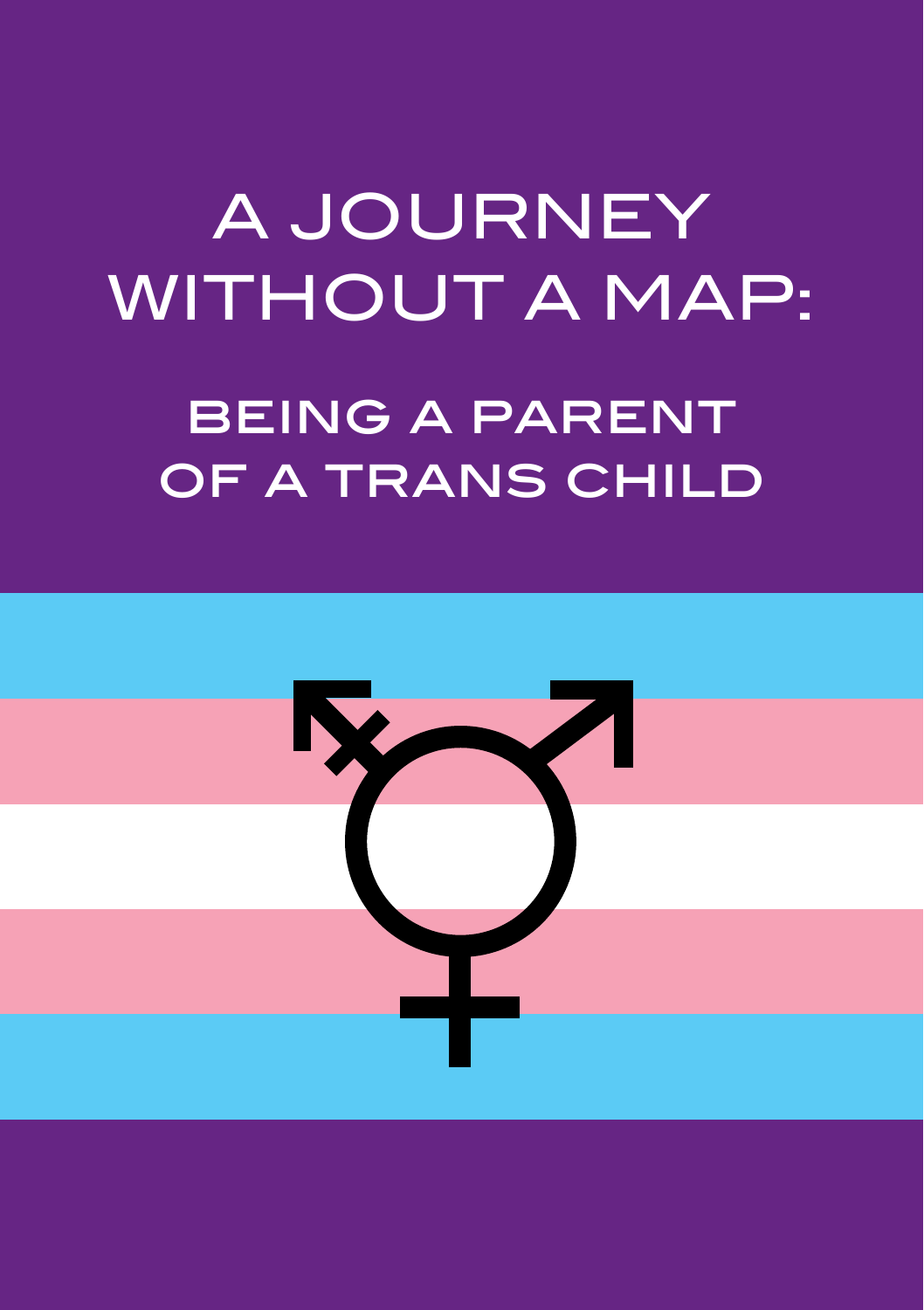# A JOURNEY WITHOUT A MAP:

## BEING A PARENT OF A TRANS CHILD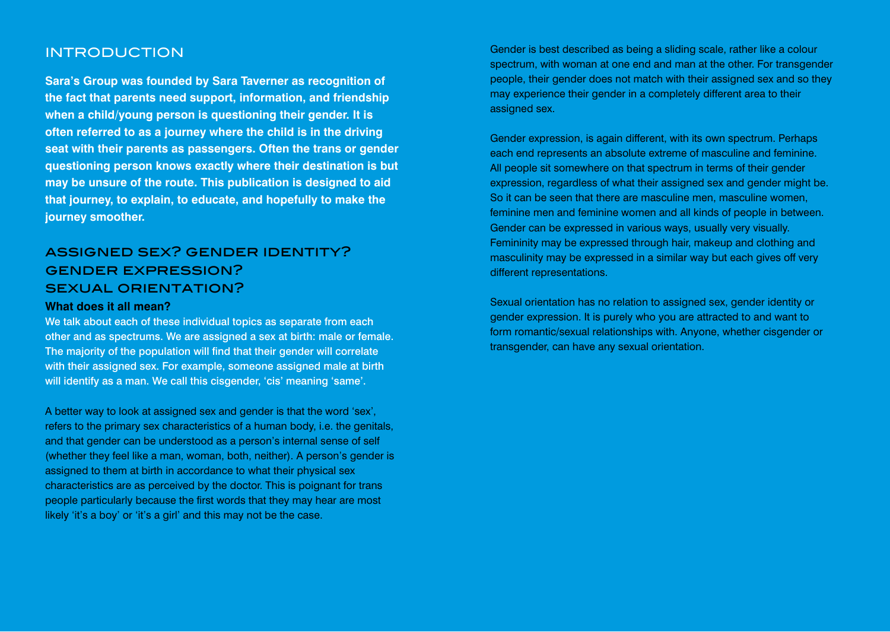## INTRODUCTION

**Sara's Group was founded by Sara Taverner as recognition of the fact that parents need support, information, and friendship when a child/young person is questioning their gender. It is often referred to as a journey where the child is in the driving seat with their parents as passengers. Often the trans or gender questioning person knows exactly where their destination is but may be unsure of the route. This publication is designed to aid that journey, to explain, to educate, and hopefully to make the journey smoother.**

## ASSIGNED SEX? GENDER IDENTITY? GENDER EXPRESSION? SEXUAL ORIENTATION?

### What does it all mean?

We talk about each of these individual topics as separate from each other and as spectrums. We are assigned a sex at birth: male or female. The majority of the population will find that their gender will correlate with their assigned sex. For example, someone assigned male at birth will identify as a man. We call this cisgender, 'cis' meaning 'same'.

A better way to look at assigned sex and gender is that the word 'sex', refers to the primary sex characteristics of a human body, i.e. the genitals, and that gender can be understood as a person's internal sense of self (whether they feel like a man, woman, both, neither). A person's gender is assigned to them at birth in accordance to what their physical sex characteristics are as perceived by the doctor. This is poignant for trans people particularly because the first words that they may hear are most likely 'it's a boy' or 'it's a girl' and this may not be the case.

Gender is best described as being a sliding scale, rather like a colour spectrum, with woman at one end and man at the other. For transgender people, their gender does not match with their assigned sex and so they may experience their gender in a completely different area to their assigned sex.

Gender expression, is again different, with its own spectrum. Perhaps each end represents an absolute extreme of masculine and feminine. All people sit somewhere on that spectrum in terms of their gender expression, regardless of what their assigned sex and gender might be. So it can be seen that there are masculine men, masculine women, feminine men and feminine women and all kinds of people in between. Gender can be expressed in various ways, usually very visually. Femininity may be expressed through hair, makeup and clothing and masculinity may be expressed in a similar way but each gives off very different representations.

Sexual orientation has no relation to assigned sex, gender identity or gender expression. It is purely who you are attracted to and want to form romantic/sexual relationships with. Anyone, whether cisgender or transgender, can have any sexual orientation.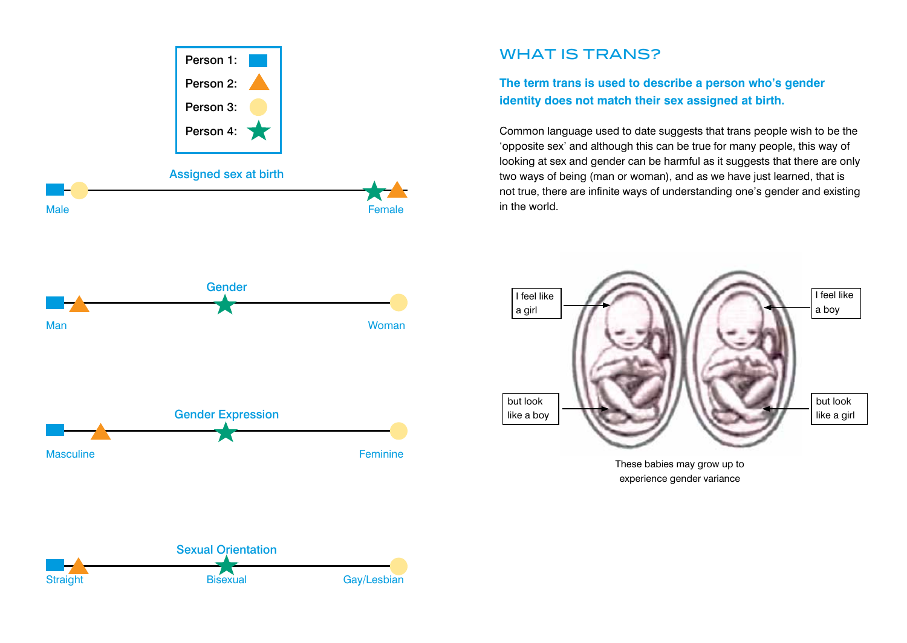Person 1: ■
Person 2: ▲
Person 3: ●
Person 4: ★

**Assigned sex at birth**

Male — Female

**Gender**

Man — Woman

**Gender Expression**

Masculine — Feminine

**Sexual Orientation**

Straight — Bisexual — Gay/Lesbian

## WHAT IS TRANS?

**The term trans is used to describe a person who's gender identity does not match their sex assigned at birth.**

Common language used to date suggests that trans people wish to be the 'opposite sex' and although this can be true for many people, this way of looking at sex and gender can be harmful as it suggests that there are only two ways of being (man or woman), and as we have just learned, that is not true, there are infinite ways of understanding one's gender and existing in the world.

I feel like a girl

but look like a boy

I feel like a boy

but look like a girl

These babies may grow up to experience gender variance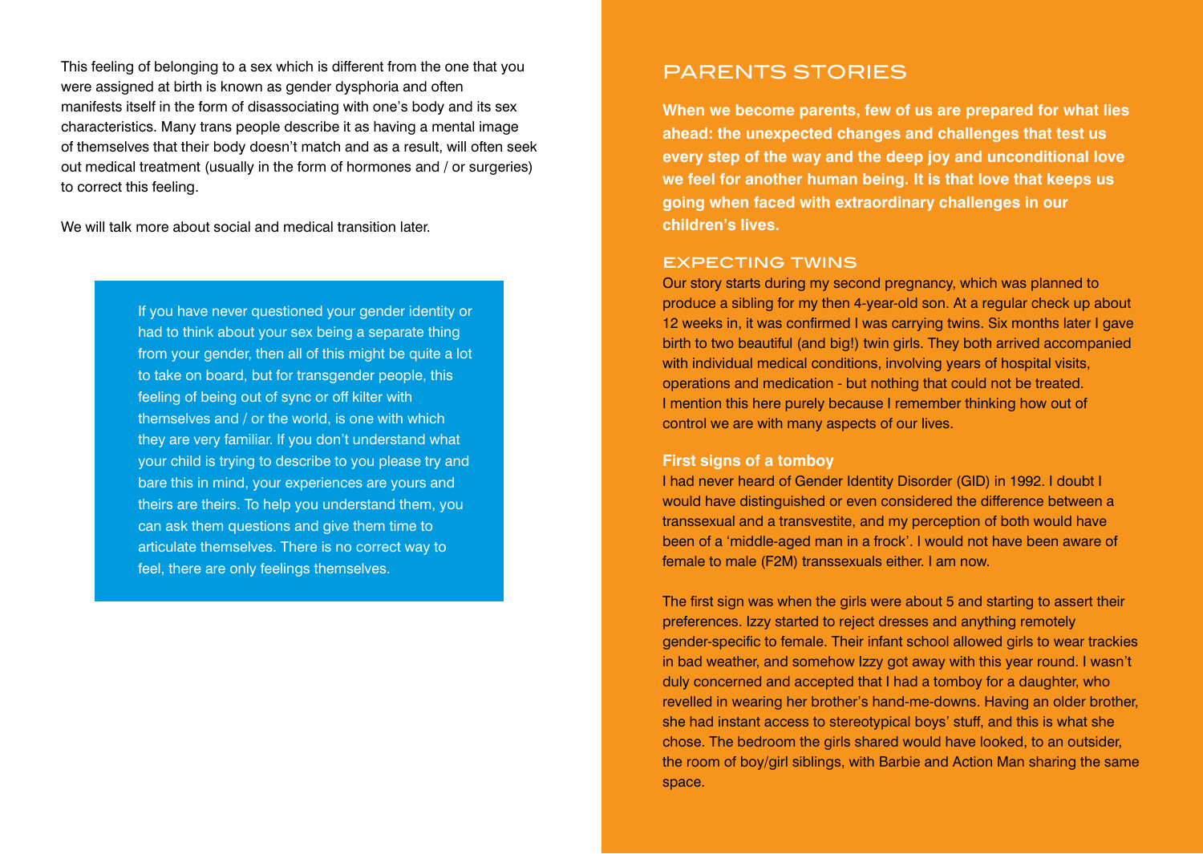This feeling of belonging to a sex which is different from the one that you were assigned at birth is known as gender dysphoria and often manifests itself in the form of disassociating with one's body and its sex characteristics. Many trans people describe it as having a mental image of themselves that their body doesn't match and as a result, will often seek out medical treatment (usually in the form of hormones and / or surgeries) to correct this feeling.

We will talk more about social and medical transition later.

> If you have never questioned your gender identity or had to think about your sex being a separate thing from your gender, then all of this might be quite a lot to take on board, but for transgender people, this feeling of being out of sync or off kilter with themselves and / or the world, is one with which they are very familiar. If you don't understand what your child is trying to describe to you please try and bare this in mind, your experiences are yours and theirs are theirs. To help you understand them, you can ask them questions and give them time to articulate themselves. There is no correct way to feel, there are only feelings themselves.

## PARENTS STORIES

**When we become parents, few of us are prepared for what lies ahead: the unexpected changes and challenges that test us every step of the way and the deep joy and unconditional love we feel for another human being. It is that love that keeps us going when faced with extraordinary challenges in our children's lives.**

### EXPECTING TWINS

Our story starts during my second pregnancy, which was planned to produce a sibling for my then 4-year-old son. At a regular check up about 12 weeks in, it was confirmed I was carrying twins. Six months later I gave birth to two beautiful (and big!) twin girls. They both arrived accompanied with individual medical conditions, involving years of hospital visits, operations and medication - but nothing that could not be treated. I mention this here purely because I remember thinking how out of control we are with many aspects of our lives.

#### First signs of a tomboy

I had never heard of Gender Identity Disorder (GID) in 1992. I doubt I would have distinguished or even considered the difference between a transsexual and a transvestite, and my perception of both would have been of a 'middle-aged man in a frock'. I would not have been aware of female to male (F2M) transsexuals either. I am now.

The first sign was when the girls were about 5 and starting to assert their preferences. Izzy started to reject dresses and anything remotely gender-specific to female. Their infant school allowed girls to wear trackies in bad weather, and somehow Izzy got away with this year round. I wasn't duly concerned and accepted that I had a tomboy for a daughter, who revelled in wearing her brother's hand-me-downs. Having an older brother, she had instant access to stereotypical boys' stuff, and this is what she chose. The bedroom the girls shared would have looked, to an outsider, the room of boy/girl siblings, with Barbie and Action Man sharing the same space.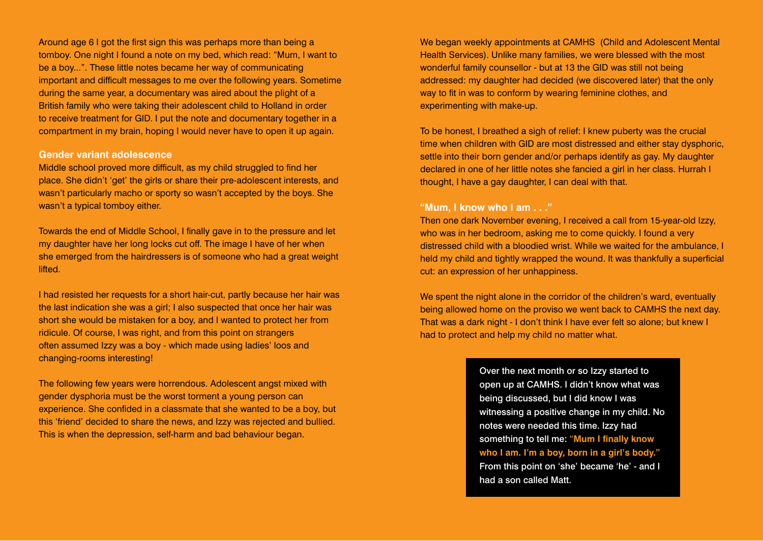Around age 6 I got the first sign this was perhaps more than being a tomboy. One night I found a note on my bed, which read: "Mum, I want to be a boy...". These little notes became her way of communicating important and difficult messages to me over the following years. Sometime during the same year, a documentary was aired about the plight of a British family who were taking their adolescent child to Holland in order to receive treatment for GID. I put the note and documentary together in a compartment in my brain, hoping I would never have to open it up again.

### Gender variant adolescence

Middle school proved more difficult, as my child struggled to find her place. She didn't 'get' the girls or share their pre-adolescent interests, and wasn't particularly macho or sporty so wasn't accepted by the boys. She wasn't a typical tomboy either.

Towards the end of Middle School, I finally gave in to the pressure and let my daughter have her long locks cut off. The image I have of her when she emerged from the hairdressers is of someone who had a great weight lifted.

I had resisted her requests for a short hair-cut, partly because her hair was the last indication she was a girl; I also suspected that once her hair was short she would be mistaken for a boy, and I wanted to protect her from ridicule. Of course, I was right, and from this point on strangers often assumed Izzy was a boy - which made using ladies' loos and changing-rooms interesting!

The following few years were horrendous. Adolescent angst mixed with gender dysphoria must be the worst torment a young person can experience. She confided in a classmate that she wanted to be a boy, but this 'friend' decided to share the news, and Izzy was rejected and bullied. This is when the depression, self-harm and bad behaviour began.

We began weekly appointments at CAMHS (Child and Adolescent Mental Health Services). Unlike many families, we were blessed with the most wonderful family counsellor - but at 13 the GID was still not being addressed: my daughter had decided (we discovered later) that the only way to fit in was to conform by wearing feminine clothes, and experimenting with make-up.

To be honest, I breathed a sigh of relief: I knew puberty was the crucial time when children with GID are most distressed and either stay dysphoric, settle into their born gender and/or perhaps identify as gay. My daughter declared in one of her little notes she fancied a girl in her class. Hurrah I thought, I have a gay daughter, I can deal with that.

### "Mum, I know who I am . . ."

Then one dark November evening, I received a call from 15-year-old Izzy, who was in her bedroom, asking me to come quickly. I found a very distressed child with a bloodied wrist. While we waited for the ambulance, I held my child and tightly wrapped the wound. It was thankfully a superficial cut: an expression of her unhappiness.

We spent the night alone in the corridor of the children's ward, eventually being allowed home on the proviso we went back to CAMHS the next day. That was a dark night - I don't think I have ever felt so alone; but knew I had to protect and help my child no matter what.

Over the next month or so Izzy started to open up at CAMHS. I didn't know what was being discussed, but I did know I was witnessing a positive change in my child. No notes were needed this time. Izzy had something to tell me: **"Mum I finally know who I am. I'm a boy, born in a girl's body."** From this point on 'she' became 'he' - and I had a son called Matt.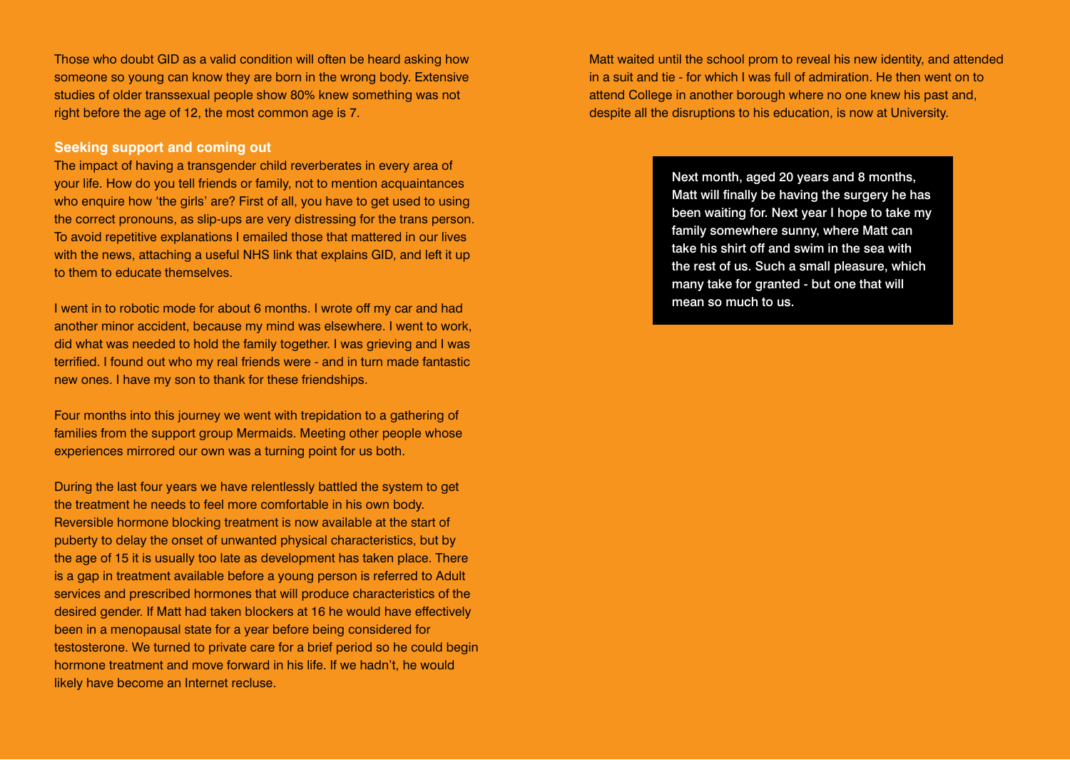Those who doubt GID as a valid condition will often be heard asking how someone so young can know they are born in the wrong body. Extensive studies of older transsexual people show 80% knew something was not right before the age of 12, the most common age is 7.

### Seeking support and coming out

The impact of having a transgender child reverberates in every area of your life. How do you tell friends or family, not to mention acquaintances who enquire how 'the girls' are? First of all, you have to get used to using the correct pronouns, as slip-ups are very distressing for the trans person. To avoid repetitive explanations I emailed those that mattered in our lives with the news, attaching a useful NHS link that explains GID, and left it up to them to educate themselves.

I went in to robotic mode for about 6 months. I wrote off my car and had another minor accident, because my mind was elsewhere. I went to work, did what was needed to hold the family together. I was grieving and I was terrified. I found out who my real friends were - and in turn made fantastic new ones. I have my son to thank for these friendships.

Four months into this journey we went with trepidation to a gathering of families from the support group Mermaids. Meeting other people whose experiences mirrored our own was a turning point for us both.

During the last four years we have relentlessly battled the system to get the treatment he needs to feel more comfortable in his own body. Reversible hormone blocking treatment is now available at the start of puberty to delay the onset of unwanted physical characteristics, but by the age of 15 it is usually too late as development has taken place. There is a gap in treatment available before a young person is referred to Adult services and prescribed hormones that will produce characteristics of the desired gender. If Matt had taken blockers at 16 he would have effectively been in a menopausal state for a year before being considered for testosterone. We turned to private care for a brief period so he could begin hormone treatment and move forward in his life. If we hadn't, he would likely have become an Internet recluse.

Matt waited until the school prom to reveal his new identity, and attended in a suit and tie - for which I was full of admiration. He then went on to attend College in another borough where no one knew his past and, despite all the disruptions to his education, is now at University.

Next month, aged 20 years and 8 months, Matt will finally be having the surgery he has been waiting for. Next year I hope to take my family somewhere sunny, where Matt can take his shirt off and swim in the sea with the rest of us. Such a small pleasure, which many take for granted - but one that will mean so much to us.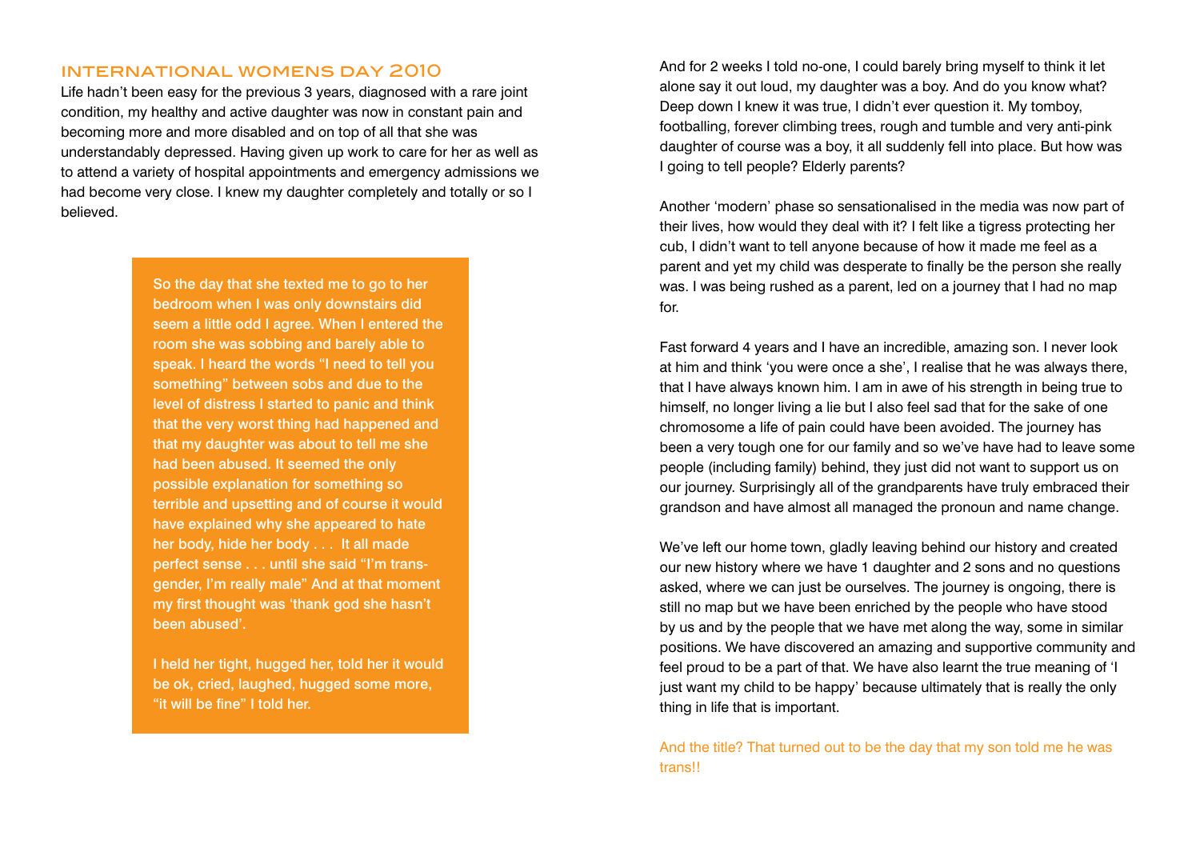## INTERNATIONAL WOMENS DAY 2010

Life hadn't been easy for the previous 3 years, diagnosed with a rare joint condition, my healthy and active daughter was now in constant pain and becoming more and more disabled and on top of all that she was understandably depressed. Having given up work to care for her as well as to attend a variety of hospital appointments and emergency admissions we had become very close. I knew my daughter completely and totally or so I believed.

So the day that she texted me to go to her bedroom when I was only downstairs did seem a little odd I agree. When I entered the room she was sobbing and barely able to speak. I heard the words "I need to tell you something" between sobs and due to the level of distress I started to panic and think that the very worst thing had happened and that my daughter was about to tell me she had been abused. It seemed the only possible explanation for something so terrible and upsetting and of course it would have explained why she appeared to hate her body, hide her body . . . It all made perfect sense . . . until she said "I'm trans-gender, I'm really male" And at that moment my first thought was 'thank god she hasn't been abused'.

I held her tight, hugged her, told her it would be ok, cried, laughed, hugged some more, "it will be fine" I told her.

And for 2 weeks I told no-one, I could barely bring myself to think it let alone say it out loud, my daughter was a boy. And do you know what? Deep down I knew it was true, I didn't ever question it. My tomboy, footballing, forever climbing trees, rough and tumble and very anti-pink daughter of course was a boy, it all suddenly fell into place. But how was I going to tell people? Elderly parents?

Another 'modern' phase so sensationalised in the media was now part of their lives, how would they deal with it? I felt like a tigress protecting her cub, I didn't want to tell anyone because of how it made me feel as a parent and yet my child was desperate to finally be the person she really was. I was being rushed as a parent, led on a journey that I had no map for.

Fast forward 4 years and I have an incredible, amazing son. I never look at him and think 'you were once a she', I realise that he was always there, that I have always known him. I am in awe of his strength in being true to himself, no longer living a lie but I also feel sad that for the sake of one chromosome a life of pain could have been avoided. The journey has been a very tough one for our family and so we've have had to leave some people (including family) behind, they just did not want to support us on our journey. Surprisingly all of the grandparents have truly embraced their grandson and have almost all managed the pronoun and name change.

We've left our home town, gladly leaving behind our history and created our new history where we have 1 daughter and 2 sons and no questions asked, where we can just be ourselves. The journey is ongoing, there is still no map but we have been enriched by the people who have stood by us and by the people that we have met along the way, some in similar positions. We have discovered an amazing and supportive community and feel proud to be a part of that. We have also learnt the true meaning of 'I just want my child to be happy' because ultimately that is really the only thing in life that is important.

And the title? That turned out to be the day that my son told me he was trans!!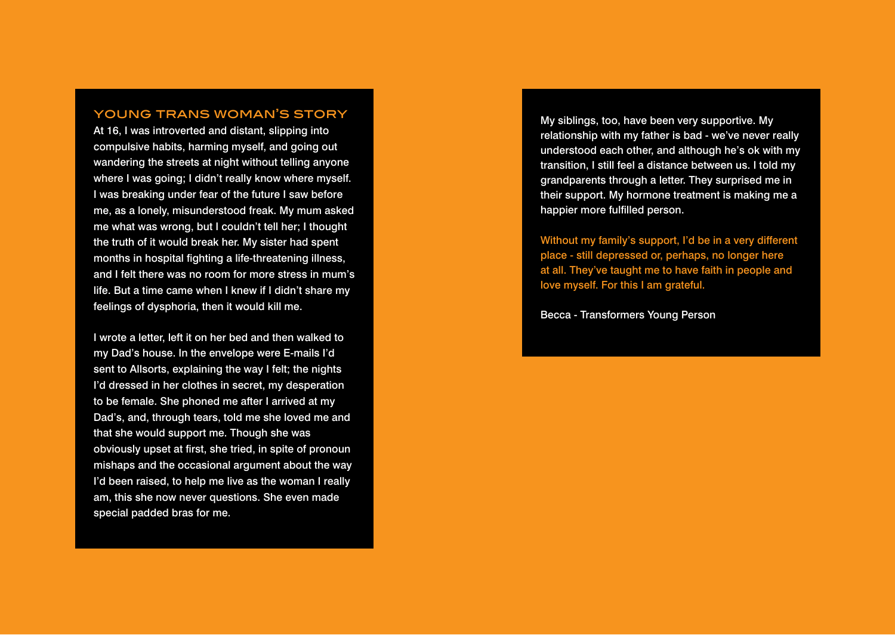## YOUNG TRANS WOMAN'S STORY

At 16, I was introverted and distant, slipping into compulsive habits, harming myself, and going out wandering the streets at night without telling anyone where I was going; I didn't really know where myself. I was breaking under fear of the future I saw before me, as a lonely, misunderstood freak. My mum asked me what was wrong, but I couldn't tell her; I thought the truth of it would break her. My sister had spent months in hospital fighting a life-threatening illness, and I felt there was no room for more stress in mum's life. But a time came when I knew if I didn't share my feelings of dysphoria, then it would kill me.

I wrote a letter, left it on her bed and then walked to my Dad's house. In the envelope were E-mails I'd sent to Allsorts, explaining the way I felt; the nights I'd dressed in her clothes in secret, my desperation to be female. She phoned me after I arrived at my Dad's, and, through tears, told me she loved me and that she would support me. Though she was obviously upset at first, she tried, in spite of pronoun mishaps and the occasional argument about the way I'd been raised, to help me live as the woman I really am, this she now never questions. She even made special padded bras for me.

My siblings, too, have been very supportive. My relationship with my father is bad - we've never really understood each other, and although he's ok with my transition, I still feel a distance between us. I told my grandparents through a letter. They surprised me in their support. My hormone treatment is making me a happier more fulfilled person.

Without my family's support, I'd be in a very different place - still depressed or, perhaps, no longer here at all. They've taught me to have faith in people and love myself. For this I am grateful.

Becca - Transformers Young Person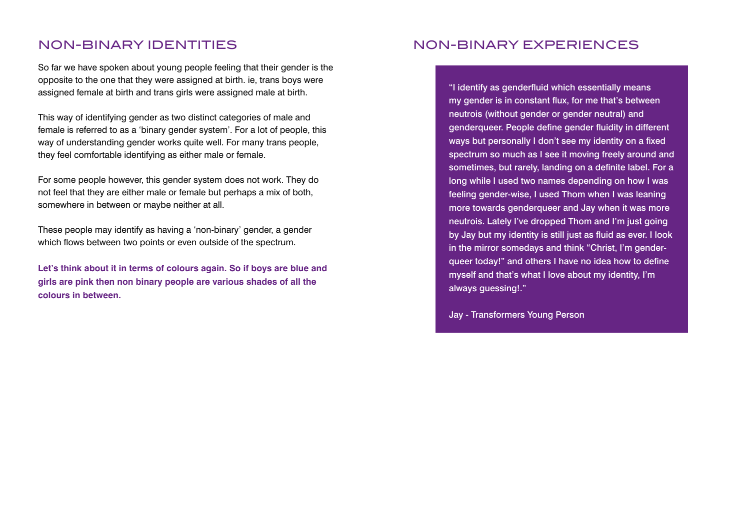## NON-BINARY IDENTITIES

So far we have spoken about young people feeling that their gender is the opposite to the one that they were assigned at birth. ie, trans boys were assigned female at birth and trans girls were assigned male at birth.

This way of identifying gender as two distinct categories of male and female is referred to as a 'binary gender system'. For a lot of people, this way of understanding gender works quite well. For many trans people, they feel comfortable identifying as either male or female.

For some people however, this gender system does not work. They do not feel that they are either male or female but perhaps a mix of both, somewhere in between or maybe neither at all.

These people may identify as having a 'non-binary' gender, a gender which flows between two points or even outside of the spectrum.

**Let's think about it in terms of colours again. So if boys are blue and girls are pink then non binary people are various shades of all the colours in between.**

## NON-BINARY EXPERIENCES

"I identify as genderfluid which essentially means my gender is in constant flux, for me that's between neutrois (without gender or gender neutral) and genderqueer. People define gender fluidity in different ways but personally I don't see my identity on a fixed spectrum so much as I see it moving freely around and sometimes, but rarely, landing on a definite label. For a long while I used two names depending on how I was feeling gender-wise, I used Thom when I was leaning more towards genderqueer and Jay when it was more neutrois. Lately I've dropped Thom and I'm just going by Jay but my identity is still just as fluid as ever. I look in the mirror somedays and think "Christ, I'm genderqueer today!" and others I have no idea how to define myself and that's what I love about my identity, I'm always guessing!."

Jay - Transformers Young Person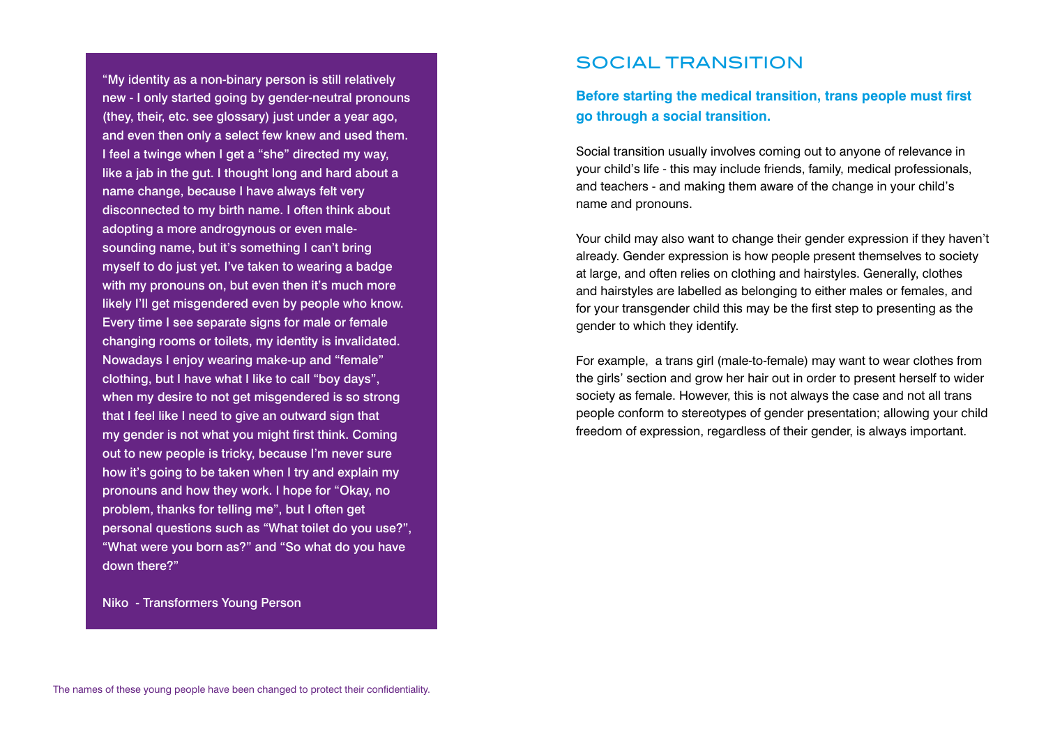"My identity as a non-binary person is still relatively new - I only started going by gender-neutral pronouns (they, their, etc. see glossary) just under a year ago, and even then only a select few knew and used them. I feel a twinge when I get a "she" directed my way, like a jab in the gut. I thought long and hard about a name change, because I have always felt very disconnected to my birth name. I often think about adopting a more androgynous or even male-sounding name, but it's something I can't bring myself to do just yet. I've taken to wearing a badge with my pronouns on, but even then it's much more likely I'll get misgendered even by people who know. Every time I see separate signs for male or female changing rooms or toilets, my identity is invalidated. Nowadays I enjoy wearing make-up and "female" clothing, but I have what I like to call "boy days", when my desire to not get misgendered is so strong that I feel like I need to give an outward sign that my gender is not what you might first think. Coming out to new people is tricky, because I'm never sure how it's going to be taken when I try and explain my pronouns and how they work. I hope for "Okay, no problem, thanks for telling me", but I often get personal questions such as "What toilet do you use?", "What were you born as?" and "So what do you have down there?"

Niko - Transformers Young Person

The names of these young people have been changed to protect their confidentiality.

## SOCIAL TRANSITION

**Before starting the medical transition, trans people must first go through a social transition.**

Social transition usually involves coming out to anyone of relevance in your child's life - this may include friends, family, medical professionals, and teachers - and making them aware of the change in your child's name and pronouns.

Your child may also want to change their gender expression if they haven't already. Gender expression is how people present themselves to society at large, and often relies on clothing and hairstyles. Generally, clothes and hairstyles are labelled as belonging to either males or females, and for your transgender child this may be the first step to presenting as the gender to which they identify.

For example, a trans girl (male-to-female) may want to wear clothes from the girls' section and grow her hair out in order to present herself to wider society as female. However, this is not always the case and not all trans people conform to stereotypes of gender presentation; allowing your child freedom of expression, regardless of their gender, is always important.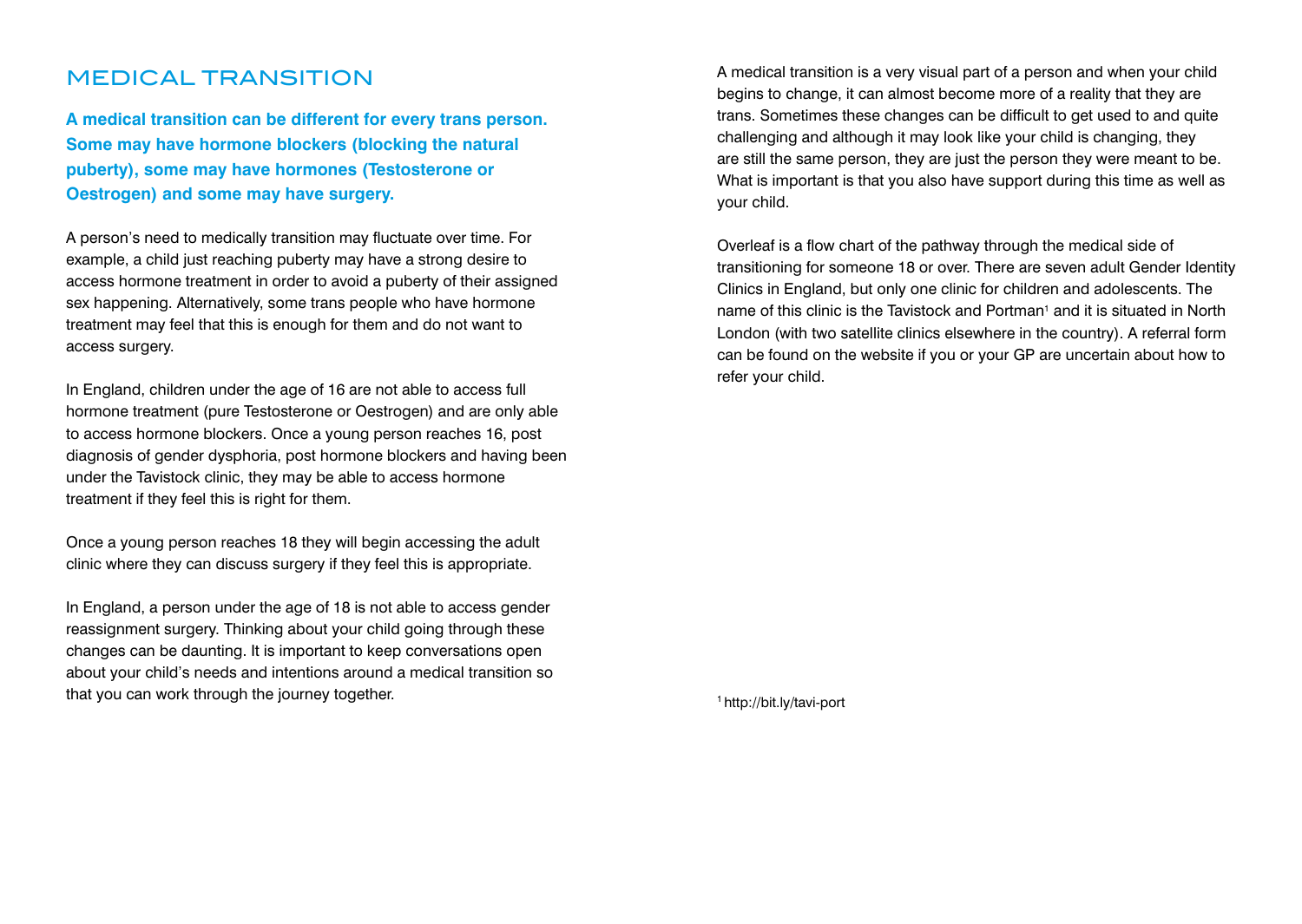## MEDICAL TRANSITION

**A medical transition can be different for every trans person. Some may have hormone blockers (blocking the natural puberty), some may have hormones (Testosterone or Oestrogen) and some may have surgery.**

A person's need to medically transition may fluctuate over time. For example, a child just reaching puberty may have a strong desire to access hormone treatment in order to avoid a puberty of their assigned sex happening. Alternatively, some trans people who have hormone treatment may feel that this is enough for them and do not want to access surgery.

In England, children under the age of 16 are not able to access full hormone treatment (pure Testosterone or Oestrogen) and are only able to access hormone blockers. Once a young person reaches 16, post diagnosis of gender dysphoria, post hormone blockers and having been under the Tavistock clinic, they may be able to access hormone treatment if they feel this is right for them.

Once a young person reaches 18 they will begin accessing the adult clinic where they can discuss surgery if they feel this is appropriate.

In England, a person under the age of 18 is not able to access gender reassignment surgery. Thinking about your child going through these changes can be daunting. It is important to keep conversations open about your child's needs and intentions around a medical transition so that you can work through the journey together.

A medical transition is a very visual part of a person and when your child begins to change, it can almost become more of a reality that they are trans. Sometimes these changes can be difficult to get used to and quite challenging and although it may look like your child is changing, they are still the same person, they are just the person they were meant to be. What is important is that you also have support during this time as well as your child.

Overleaf is a flow chart of the pathway through the medical side of transitioning for someone 18 or over. There are seven adult Gender Identity Clinics in England, but only one clinic for children and adolescents. The name of this clinic is the Tavistock and Portman[1] and it is situated in North London (with two satellite clinics elsewhere in the country). A referral form can be found on the website if you or your GP are uncertain about how to refer your child.

[1] http://bit.ly/tavi-port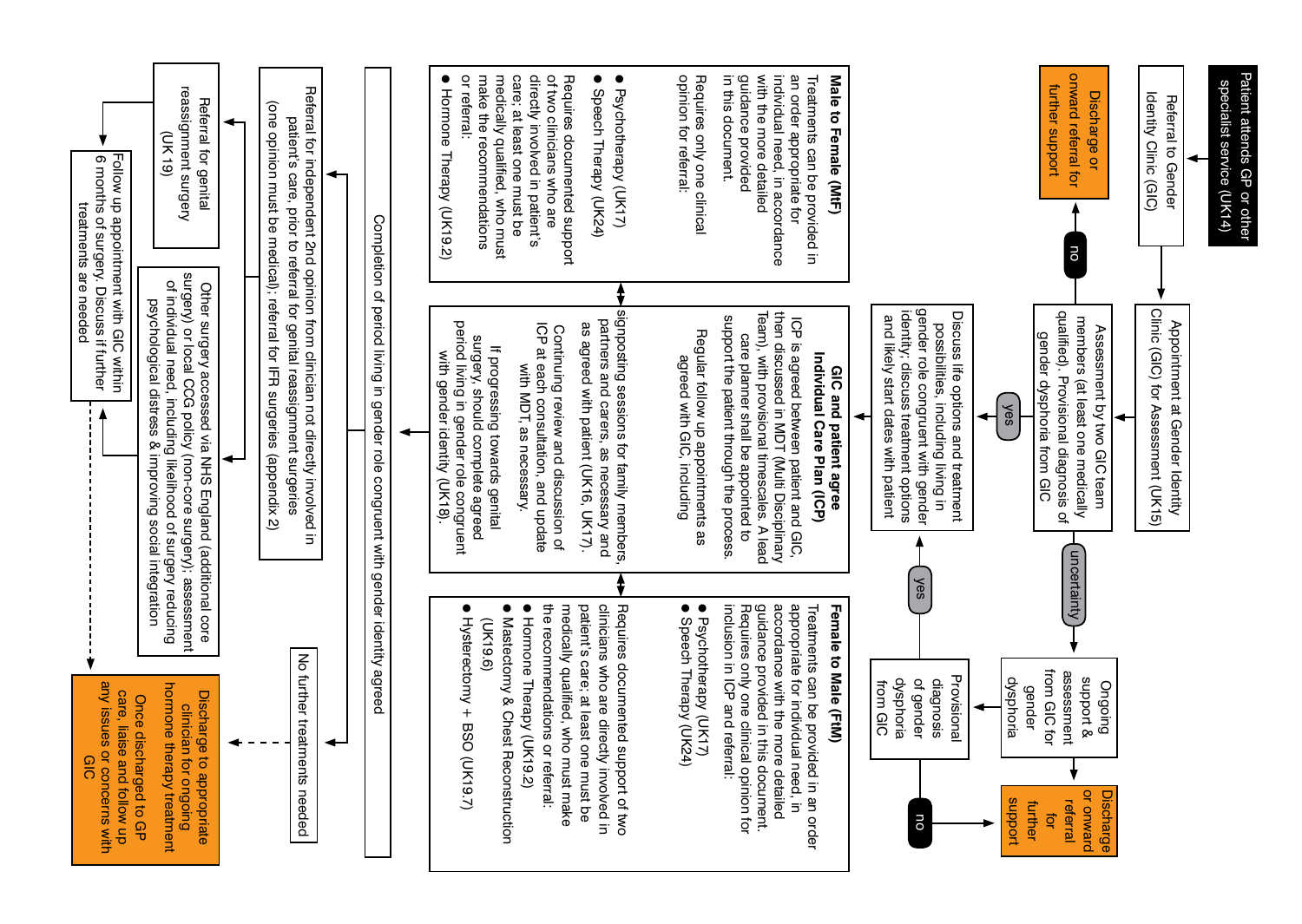Patient attends GP or other specialist service (UK14)

Referral to Gender Identity Clinic (GIC)

Appointment at Gender Identity Clinic (GIC) for Assessment (UK15)

Assessment by two GIC team members (at least one medically qualified). Provisional diagnosis of gender dysphoria from GIC

- **no** → Discharge or onward referral for further support
- **uncertainty** → Ongoing support & assessment from GIC for gender dysphoria
  - → Discharge or onward referral for further support
  - → Provisional diagnosis of gender dysphoria from GIC
    - **no** → Discharge or onward referral for further support
    - **yes** → Discuss life options and treatment possibilities
- **yes** → Discuss life options and treatment possibilities, including living in gender role congruent with gender identity; discuss treatment options and likely start dates with patient

**GIC and patient agree Individual Care Plan (ICP)**

ICP is agreed between patient and GIC, then discussed in MDT (Multi Disciplinary Team), with provisional timescales. A lead care planner shall be appointed to support the patient through the process.

Regular follow up appointments as agreed with GIC, including signposting sessions for family members, partners and carers, as necessary and as agreed with patient (UK16, UK17).

Continuing review and discussion of ICP at each consultation, and update with MDT, as necessary.

If progressing towards genital surgery, should complete agreed period living in gender role congruent with gender identity (UK18).

**Male to Female (MtF)**

Treatments can be provided in an order appropriate for individual need, in accordance with the more detailed guidance provided in this document.

Requires only one clinical opinion for referral:

- Psychotherapy (UK17)
- Speech Therapy (UK24)

Requires documented support of two clinicians who are directly involved in patient's care; at least one must be medically qualified, who must make the recommendations or referral:

- Hormone Therapy (UK19.2)

**Female to Male (FtM)**

Treatments can be provided in an order appropriate for individual need, in accordance with the more detailed guidance provided in this document. Requires only one clinical opinion for inclusion in ICP and referral:

- Psychotherapy (UK17)
- Speech Therapy (UK24)

Requires documented support of two clinicians who are directly involved in patient's care; at least one must be medically qualified, who must make the recommendations or referral:

- Hormone Therapy (UK19.2)
- Mastectomy & Chest Reconstruction (UK19.6)
- Hysterectomy + BSO (UK19.7)

Completion of period living in gender role congruent with gender identity agreed

- Referral for independent 2nd opinion from clinician not directly involved in patient's care, prior to referral for genital reassignment surgeries (one opinion must be medical); referral for IFR surgeries (appendix 2)
  - Referral for genital reassignment surgery (UK 19)
  - Other surgery accessed via NHS England (additional core surgery) or local CCG policy (non-core surgery); assessment of individual need, including likelihood of surgery reducing psychological distress & improving social integration
  - → Follow up appointment with GIC within 6 months of surgery. Discuss if further treatments are needed
- No further treatments needed

Discharge to appropriate clinician for ongoing hormone therapy treatment

Once discharged to GP care, liaise and follow up any issues or concerns with GIC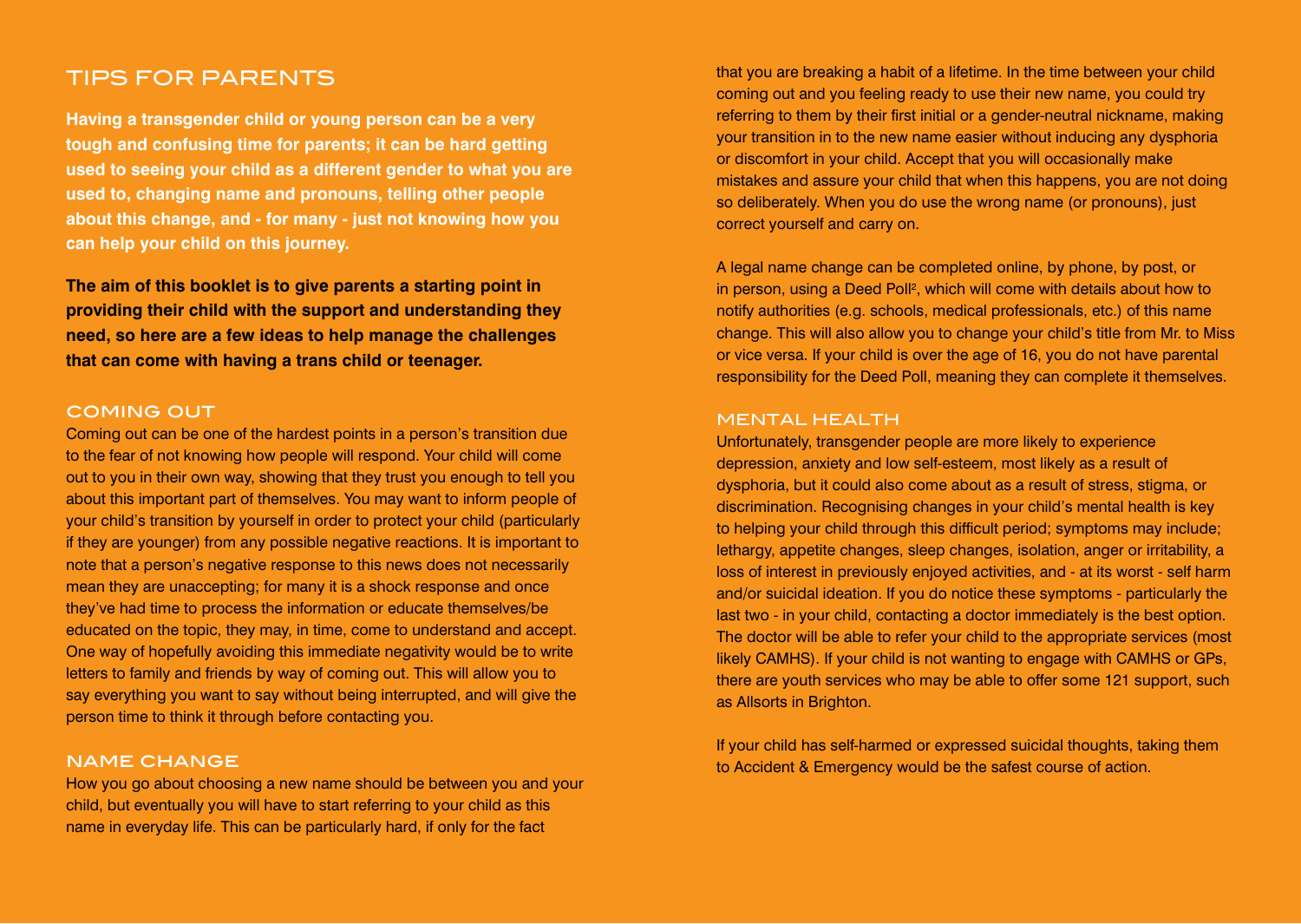## TIPS FOR PARENTS

**Having a transgender child or young person can be a very tough and confusing time for parents; it can be hard getting used to seeing your child as a different gender to what you are used to, changing name and pronouns, telling other people about this change, and - for many - just not knowing how you can help your child on this journey.**

**The aim of this booklet is to give parents a starting point in providing their child with the support and understanding they need, so here are a few ideas to help manage the challenges that can come with having a trans child or teenager.**

### COMING OUT

Coming out can be one of the hardest points in a person's transition due to the fear of not knowing how people will respond. Your child will come out to you in their own way, showing that they trust you enough to tell you about this important part of themselves. You may want to inform people of your child's transition by yourself in order to protect your child (particularly if they are younger) from any possible negative reactions. It is important to note that a person's negative response to this news does not necessarily mean they are unaccepting; for many it is a shock response and once they've had time to process the information or educate themselves/be educated on the topic, they may, in time, come to understand and accept. One way of hopefully avoiding this immediate negativity would be to write letters to family and friends by way of coming out. This will allow you to say everything you want to say without being interrupted, and will give the person time to think it through before contacting you.

### NAME CHANGE

How you go about choosing a new name should be between you and your child, but eventually you will have to start referring to your child as this name in everyday life. This can be particularly hard, if only for the fact that you are breaking a habit of a lifetime. In the time between your child coming out and you feeling ready to use their new name, you could try referring to them by their first initial or a gender-neutral nickname, making your transition in to the new name easier without inducing any dysphoria or discomfort in your child. Accept that you will occasionally make mistakes and assure your child that when this happens, you are not doing so deliberately. When you do use the wrong name (or pronouns), just correct yourself and carry on.

A legal name change can be completed online, by phone, by post, or in person, using a Deed Poll[2], which will come with details about how to notify authorities (e.g. schools, medical professionals, etc.) of this name change. This will also allow you to change your child's title from Mr. to Miss or vice versa. If your child is over the age of 16, you do not have parental responsibility for the Deed Poll, meaning they can complete it themselves.

### MENTAL HEALTH

Unfortunately, transgender people are more likely to experience depression, anxiety and low self-esteem, most likely as a result of dysphoria, but it could also come about as a result of stress, stigma, or discrimination. Recognising changes in your child's mental health is key to helping your child through this difficult period; symptoms may include; lethargy, appetite changes, sleep changes, isolation, anger or irritability, a loss of interest in previously enjoyed activities, and - at its worst - self harm and/or suicidal ideation. If you do notice these symptoms - particularly the last two - in your child, contacting a doctor immediately is the best option. The doctor will be able to refer your child to the appropriate services (most likely CAMHS). If your child is not wanting to engage with CAMHS or GPs, there are youth services who may be able to offer some 121 support, such as Allsorts in Brighton.

If your child has self-harmed or expressed suicidal thoughts, taking them to Accident & Emergency would be the safest course of action.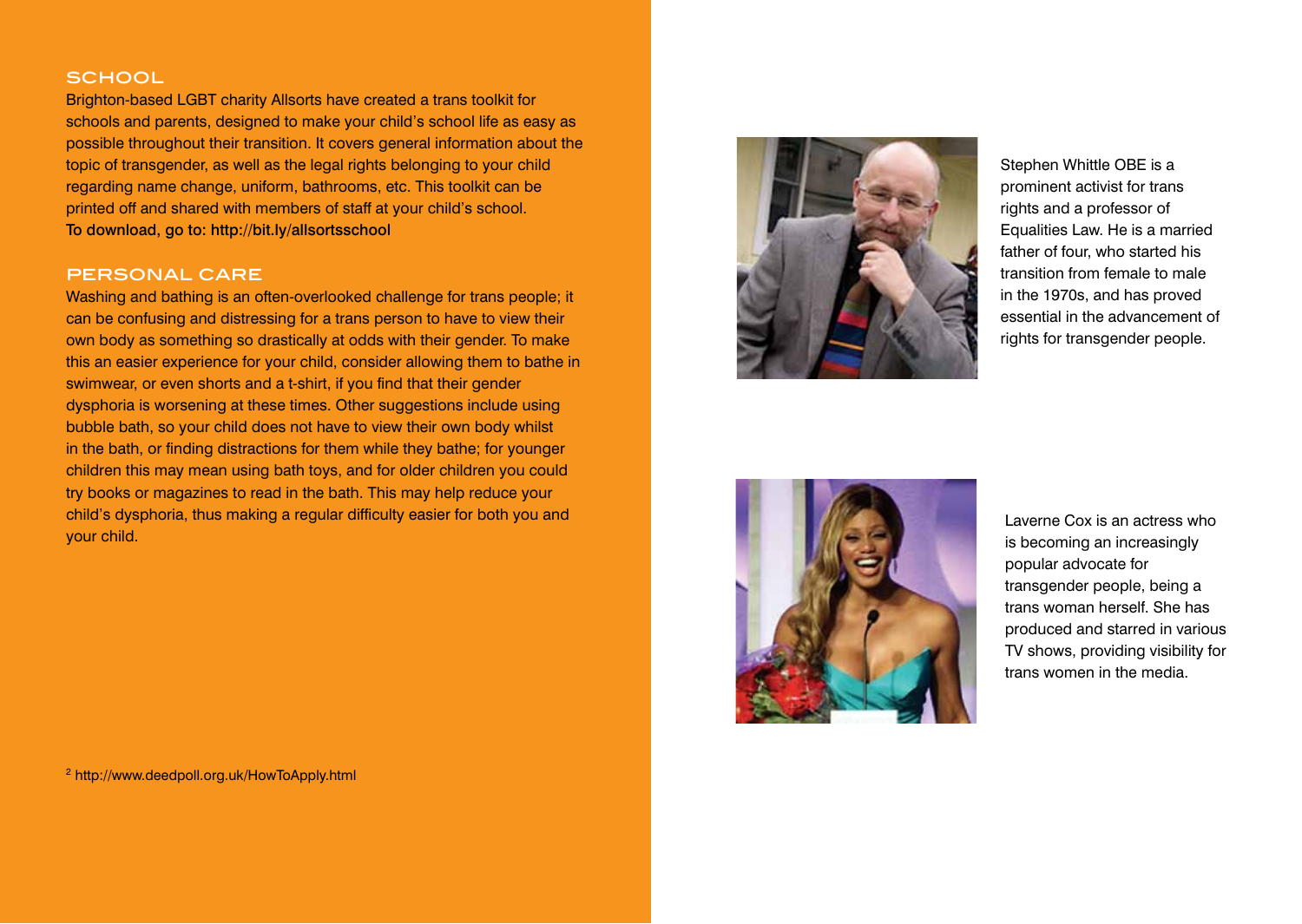## SCHOOL

Brighton-based LGBT charity Allsorts have created a trans toolkit for schools and parents, designed to make your child's school life as easy as possible throughout their transition. It covers general information about the topic of transgender, as well as the legal rights belonging to your child regarding name change, uniform, bathrooms, etc. This toolkit can be printed off and shared with members of staff at your child's school.
To download, go to: http://bit.ly/allsortsschool

## PERSONAL CARE

Washing and bathing is an often-overlooked challenge for trans people; it can be confusing and distressing for a trans person to have to view their own body as something so drastically at odds with their gender. To make this an easier experience for your child, consider allowing them to bathe in swimwear, or even shorts and a t-shirt, if you find that their gender dysphoria is worsening at these times. Other suggestions include using bubble bath, so your child does not have to view their own body whilst in the bath, or finding distractions for them while they bathe; for younger children this may mean using bath toys, and for older children you could try books or magazines to read in the bath. This may help reduce your child's dysphoria, thus making a regular difficulty easier for both you and your child.

[2] http://www.deedpoll.org.uk/HowToApply.html

Stephen Whittle OBE is a prominent activist for trans rights and a professor of Equalities Law. He is a married father of four, who started his transition from female to male in the 1970s, and has proved essential in the advancement of rights for transgender people.

Laverne Cox is an actress who is becoming an increasingly popular advocate for transgender people, being a trans woman herself. She has produced and starred in various TV shows, providing visibility for trans women in the media.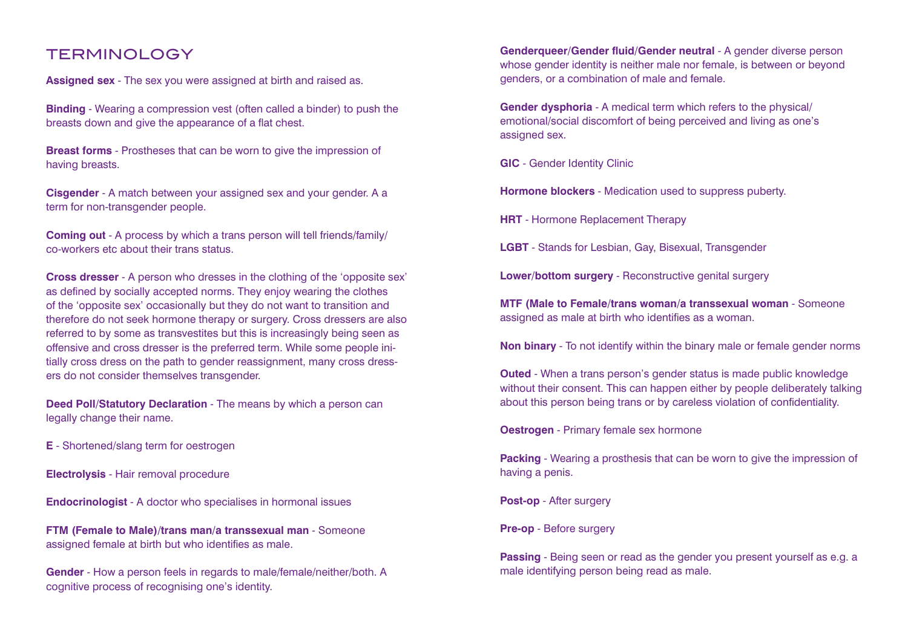## TERMINOLOGY

**Assigned sex** - The sex you were assigned at birth and raised as.

**Binding** - Wearing a compression vest (often called a binder) to push the breasts down and give the appearance of a flat chest.

**Breast forms** - Prostheses that can be worn to give the impression of having breasts.

**Cisgender** - A match between your assigned sex and your gender. A a term for non-transgender people.

**Coming out** - A process by which a trans person will tell friends/family/co-workers etc about their trans status.

**Cross dresser** - A person who dresses in the clothing of the 'opposite sex' as defined by socially accepted norms. They enjoy wearing the clothes of the 'opposite sex' occasionally but they do not want to transition and therefore do not seek hormone therapy or surgery. Cross dressers are also referred to by some as transvestites but this is increasingly being seen as offensive and cross dresser is the preferred term. While some people initially cross dress on the path to gender reassignment, many cross dressers do not consider themselves transgender.

**Deed Poll/Statutory Declaration** - The means by which a person can legally change their name.

**E** - Shortened/slang term for oestrogen

**Electrolysis** - Hair removal procedure

**Endocrinologist** - A doctor who specialises in hormonal issues

**FTM (Female to Male)/trans man/a transsexual man** - Someone assigned female at birth but who identifies as male.

**Gender** - How a person feels in regards to male/female/neither/both. A cognitive process of recognising one's identity.

**Genderqueer/Gender fluid/Gender neutral** - A gender diverse person whose gender identity is neither male nor female, is between or beyond genders, or a combination of male and female.

**Gender dysphoria** - A medical term which refers to the physical/emotional/social discomfort of being perceived and living as one's assigned sex.

**GIC** - Gender Identity Clinic

**Hormone blockers** - Medication used to suppress puberty.

**HRT** - Hormone Replacement Therapy

**LGBT** - Stands for Lesbian, Gay, Bisexual, Transgender

**Lower/bottom surgery** - Reconstructive genital surgery

**MTF (Male to Female/trans woman/a transsexual woman** - Someone assigned as male at birth who identifies as a woman.

**Non binary** - To not identify within the binary male or female gender norms

**Outed** - When a trans person's gender status is made public knowledge without their consent. This can happen either by people deliberately talking about this person being trans or by careless violation of confidentiality.

**Oestrogen** - Primary female sex hormone

**Packing** - Wearing a prosthesis that can be worn to give the impression of having a penis.

**Post-op** - After surgery

**Pre-op** - Before surgery

**Passing** - Being seen or read as the gender you present yourself as e.g. a male identifying person being read as male.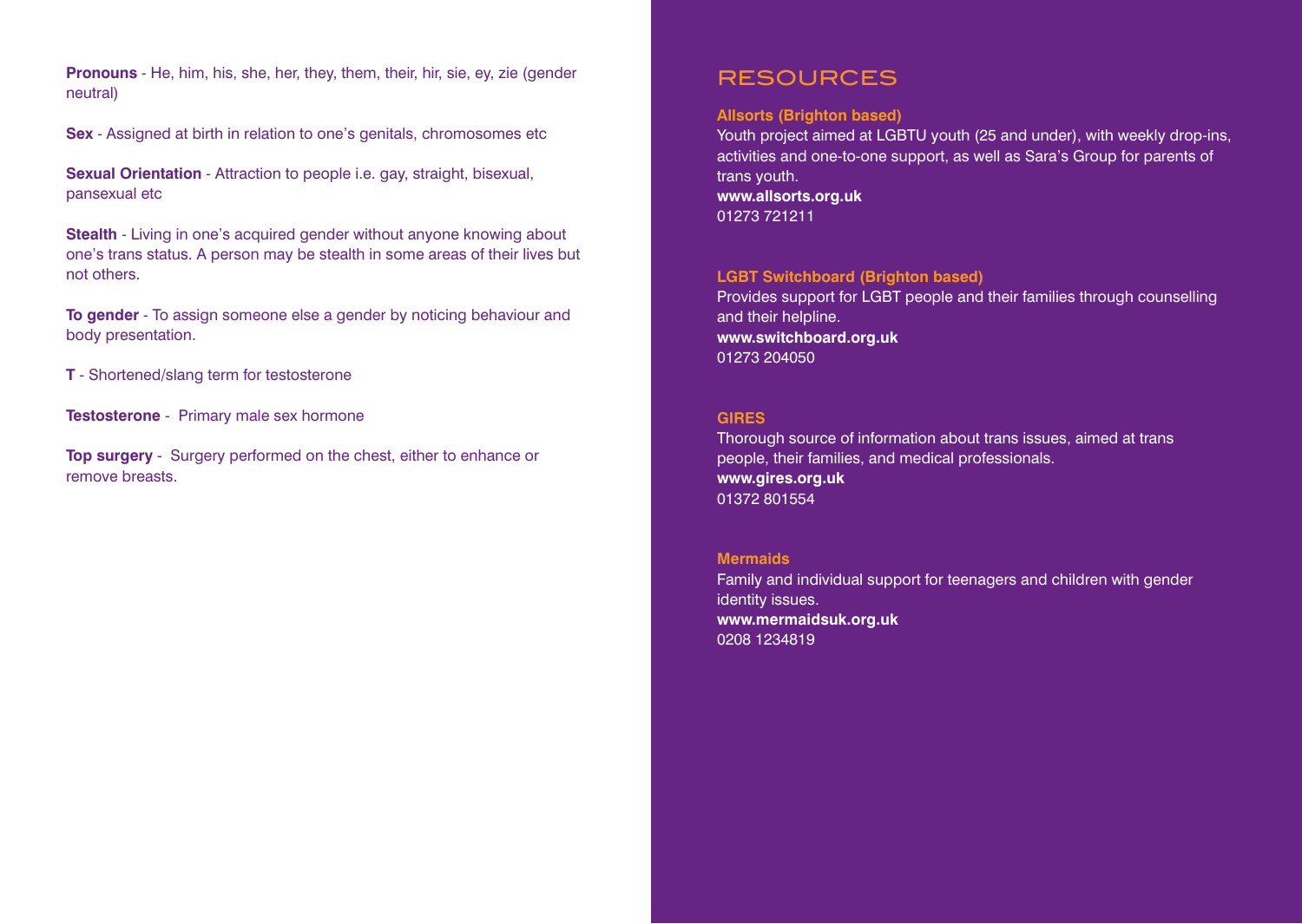**Pronouns** - He, him, his, she, her, they, them, their, hir, sie, ey, zie (gender neutral)

**Sex** - Assigned at birth in relation to one's genitals, chromosomes etc

**Sexual Orientation** - Attraction to people i.e. gay, straight, bisexual, pansexual etc

**Stealth** - Living in one's acquired gender without anyone knowing about one's trans status. A person may be stealth in some areas of their lives but not others.

**To gender** - To assign someone else a gender by noticing behaviour and body presentation.

**T** - Shortened/slang term for testosterone

**Testosterone** - Primary male sex hormone

**Top surgery** - Surgery performed on the chest, either to enhance or remove breasts.

## RESOURCES

**Allsorts (Brighton based)**

Youth project aimed at LGBTU youth (25 and under), with weekly drop-ins, activities and one-to-one support, as well as Sara's Group for parents of trans youth.

**www.allsorts.org.uk**

01273 721211

**LGBT Switchboard (Brighton based)**

Provides support for LGBT people and their families through counselling and their helpline.

**www.switchboard.org.uk**

01273 204050

**GIRES**

Thorough source of information about trans issues, aimed at trans people, their families, and medical professionals.

**www.gires.org.uk**

01372 801554

**Mermaids**

Family and individual support for teenagers and children with gender identity issues.

**www.mermaidsuk.org.uk**

0208 1234819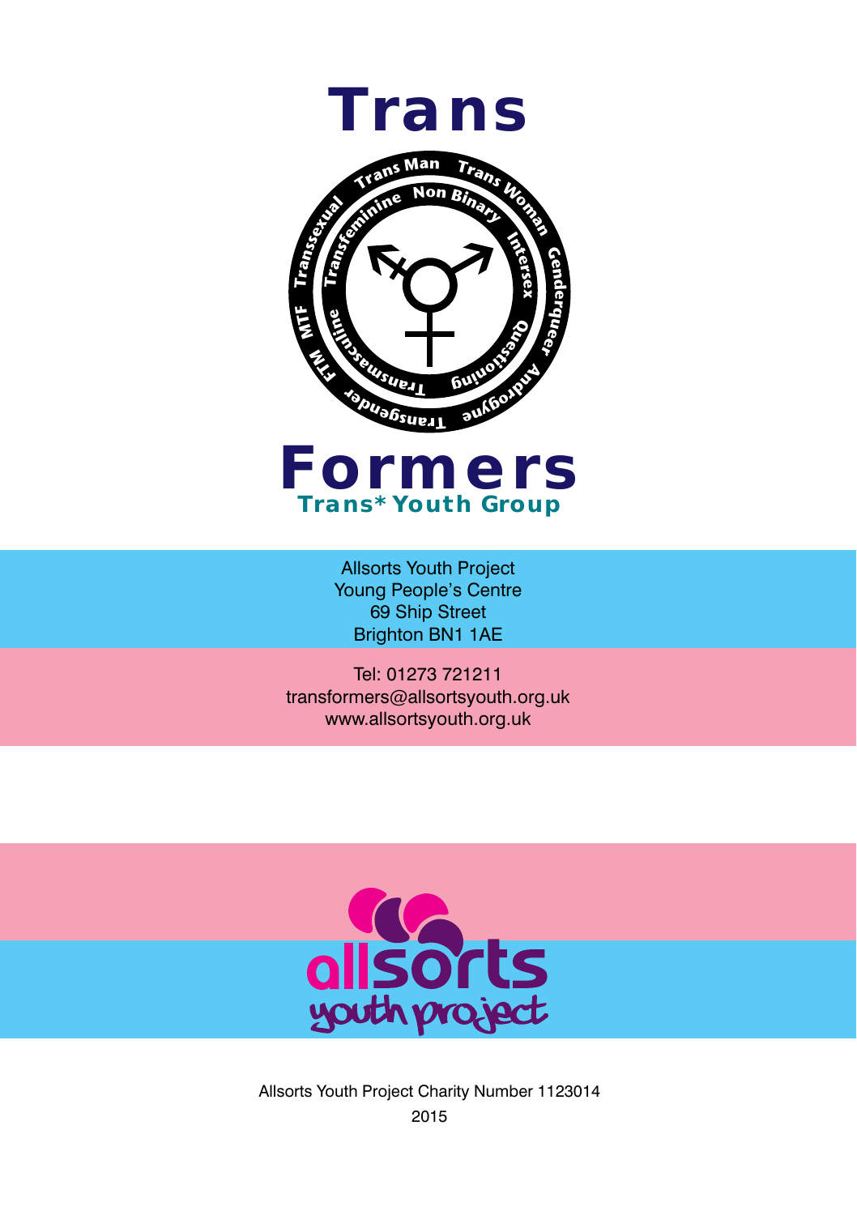# Trans

# Formers

**Trans* Youth Group**

Allsorts Youth Project
Young People's Centre
69 Ship Street
Brighton BN1 1AE

Tel: 01273 721211
transformers@allsortsyouth.org.uk
www.allsortsyouth.org.uk

allsorts
youth project

Allsorts Youth Project Charity Number 1123014
2015